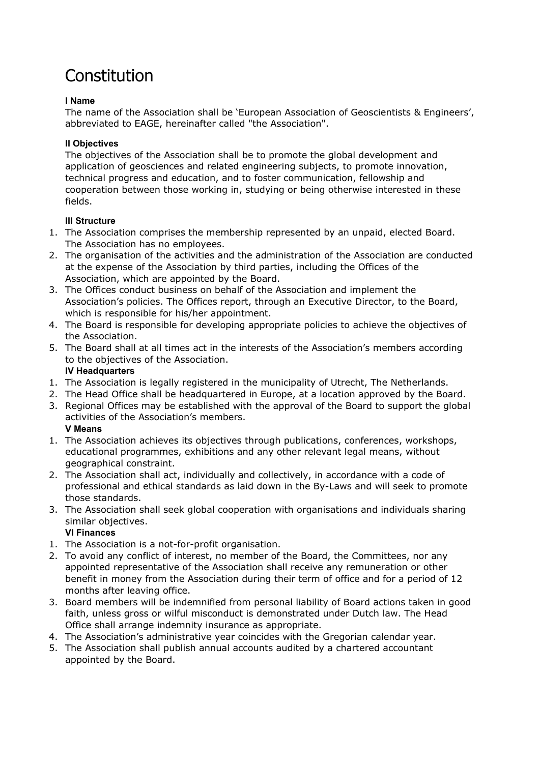# Constitution

### I Name

The name of the Association shall be 'European Association of Geoscientists & Engineers', abbreviated to EAGE, hereinafter called "the Association".

### II Objectives

The objectives of the Association shall be to promote the global development and application of geosciences and related engineering subjects, to promote innovation, technical progress and education, and to foster communication, fellowship and cooperation between those working in, studying or being otherwise interested in these fields.

### III Structure

1. The Association comprises the membership represented by an unpaid, elected Board. The Association has no employees.
2. The organisation of the activities and the administration of the Association are conducted at the expense of the Association by third parties, including the Offices of the Association, which are appointed by the Board.
3. The Offices conduct business on behalf of the Association and implement the Association's policies. The Offices report, through an Executive Director, to the Board, which is responsible for his/her appointment.
4. The Board is responsible for developing appropriate policies to achieve the objectives of the Association.
5. The Board shall at all times act in the interests of the Association's members according to the objectives of the Association.

### IV Headquarters

1. The Association is legally registered in the municipality of Utrecht, The Netherlands.
2. The Head Office shall be headquartered in Europe, at a location approved by the Board.
3. Regional Offices may be established with the approval of the Board to support the global activities of the Association's members.

### V Means

1. The Association achieves its objectives through publications, conferences, workshops, educational programmes, exhibitions and any other relevant legal means, without geographical constraint.
2. The Association shall act, individually and collectively, in accordance with a code of professional and ethical standards as laid down in the By-Laws and will seek to promote those standards.
3. The Association shall seek global cooperation with organisations and individuals sharing similar objectives.

### VI Finances

1. The Association is a not-for-profit organisation.
2. To avoid any conflict of interest, no member of the Board, the Committees, nor any appointed representative of the Association shall receive any remuneration or other benefit in money from the Association during their term of office and for a period of 12 months after leaving office.
3. Board members will be indemnified from personal liability of Board actions taken in good faith, unless gross or wilful misconduct is demonstrated under Dutch law. The Head Office shall arrange indemnity insurance as appropriate.
4. The Association's administrative year coincides with the Gregorian calendar year.
5. The Association shall publish annual accounts audited by a chartered accountant appointed by the Board.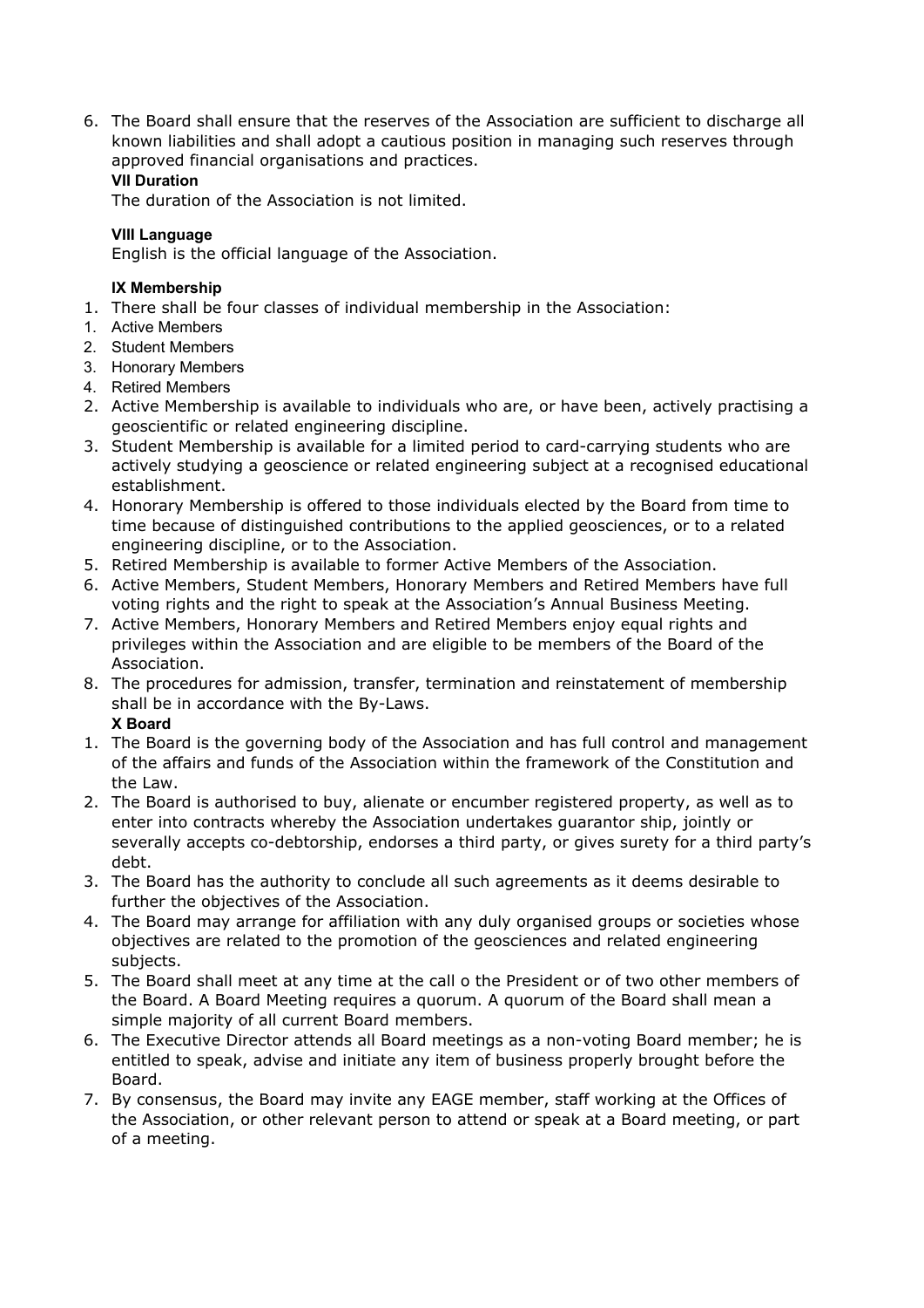6. The Board shall ensure that the reserves of the Association are sufficient to discharge all known liabilities and shall adopt a cautious position in managing such reserves through approved financial organisations and practices.

**VII Duration**

The duration of the Association is not limited.

**VIII Language**

English is the official language of the Association.

**IX Membership**

1. There shall be four classes of individual membership in the Association:
    1. Active Members
    2. Student Members
    3. Honorary Members
    4. Retired Members
2. Active Membership is available to individuals who are, or have been, actively practising a geoscientific or related engineering discipline.
3. Student Membership is available for a limited period to card-carrying students who are actively studying a geoscience or related engineering subject at a recognised educational establishment.
4. Honorary Membership is offered to those individuals elected by the Board from time to time because of distinguished contributions to the applied geosciences, or to a related engineering discipline, or to the Association.
5. Retired Membership is available to former Active Members of the Association.
6. Active Members, Student Members, Honorary Members and Retired Members have full voting rights and the right to speak at the Association's Annual Business Meeting.
7. Active Members, Honorary Members and Retired Members enjoy equal rights and privileges within the Association and are eligible to be members of the Board of the Association.
8. The procedures for admission, transfer, termination and reinstatement of membership shall be in accordance with the By-Laws.

**X Board**

1. The Board is the governing body of the Association and has full control and management of the affairs and funds of the Association within the framework of the Constitution and the Law.
2. The Board is authorised to buy, alienate or encumber registered property, as well as to enter into contracts whereby the Association undertakes guarantor ship, jointly or severally accepts co-debtorship, endorses a third party, or gives surety for a third party's debt.
3. The Board has the authority to conclude all such agreements as it deems desirable to further the objectives of the Association.
4. The Board may arrange for affiliation with any duly organised groups or societies whose objectives are related to the promotion of the geosciences and related engineering subjects.
5. The Board shall meet at any time at the call o the President or of two other members of the Board. A Board Meeting requires a quorum. A quorum of the Board shall mean a simple majority of all current Board members.
6. The Executive Director attends all Board meetings as a non-voting Board member; he is entitled to speak, advise and initiate any item of business properly brought before the Board.
7. By consensus, the Board may invite any EAGE member, staff working at the Offices of the Association, or other relevant person to attend or speak at a Board meeting, or part of a meeting.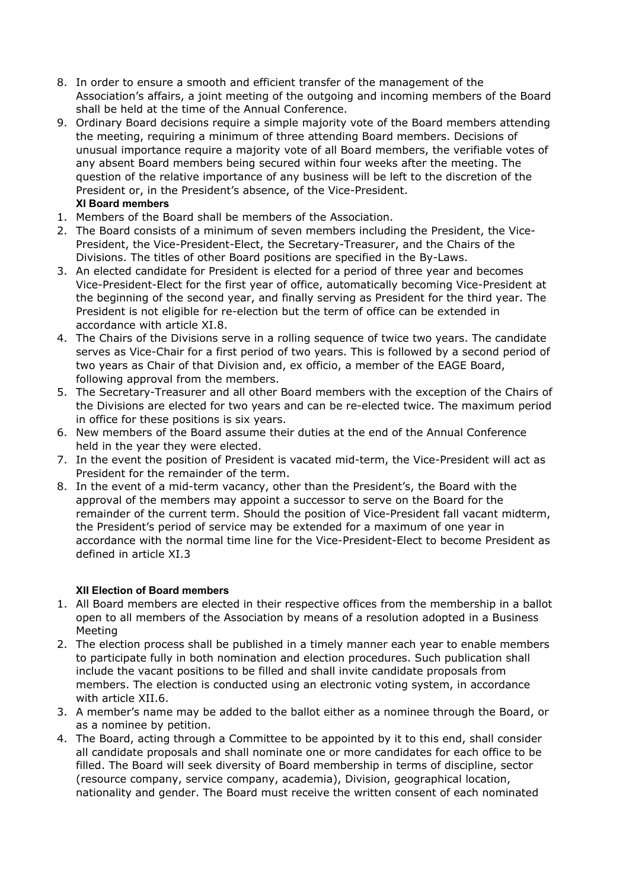8. In order to ensure a smooth and efficient transfer of the management of the Association's affairs, a joint meeting of the outgoing and incoming members of the Board shall be held at the time of the Annual Conference.
9. Ordinary Board decisions require a simple majority vote of the Board members attending the meeting, requiring a minimum of three attending Board members. Decisions of unusual importance require a majority vote of all Board members, the verifiable votes of any absent Board members being secured within four weeks after the meeting. The question of the relative importance of any business will be left to the discretion of the President or, in the President's absence, of the Vice-President.

### XI Board members

1. Members of the Board shall be members of the Association.
2. The Board consists of a minimum of seven members including the President, the Vice-President, the Vice-President-Elect, the Secretary-Treasurer, and the Chairs of the Divisions. The titles of other Board positions are specified in the By-Laws.
3. An elected candidate for President is elected for a period of three year and becomes Vice-President-Elect for the first year of office, automatically becoming Vice-President at the beginning of the second year, and finally serving as President for the third year. The President is not eligible for re-election but the term of office can be extended in accordance with article XI.8.
4. The Chairs of the Divisions serve in a rolling sequence of twice two years. The candidate serves as Vice-Chair for a first period of two years. This is followed by a second period of two years as Chair of that Division and, ex officio, a member of the EAGE Board, following approval from the members.
5. The Secretary-Treasurer and all other Board members with the exception of the Chairs of the Divisions are elected for two years and can be re-elected twice. The maximum period in office for these positions is six years.
6. New members of the Board assume their duties at the end of the Annual Conference held in the year they were elected.
7. In the event the position of President is vacated mid-term, the Vice-President will act as President for the remainder of the term.
8. In the event of a mid-term vacancy, other than the President's, the Board with the approval of the members may appoint a successor to serve on the Board for the remainder of the current term. Should the position of Vice-President fall vacant midterm, the President's period of service may be extended for a maximum of one year in accordance with the normal time line for the Vice-President-Elect to become President as defined in article XI.3

### XII Election of Board members

1. All Board members are elected in their respective offices from the membership in a ballot open to all members of the Association by means of a resolution adopted in a Business Meeting
2. The election process shall be published in a timely manner each year to enable members to participate fully in both nomination and election procedures. Such publication shall include the vacant positions to be filled and shall invite candidate proposals from members. The election is conducted using an electronic voting system, in accordance with article XII.6.
3. A member's name may be added to the ballot either as a nominee through the Board, or as a nominee by petition.
4. The Board, acting through a Committee to be appointed by it to this end, shall consider all candidate proposals and shall nominate one or more candidates for each office to be filled. The Board will seek diversity of Board membership in terms of discipline, sector (resource company, service company, academia), Division, geographical location, nationality and gender. The Board must receive the written consent of each nominated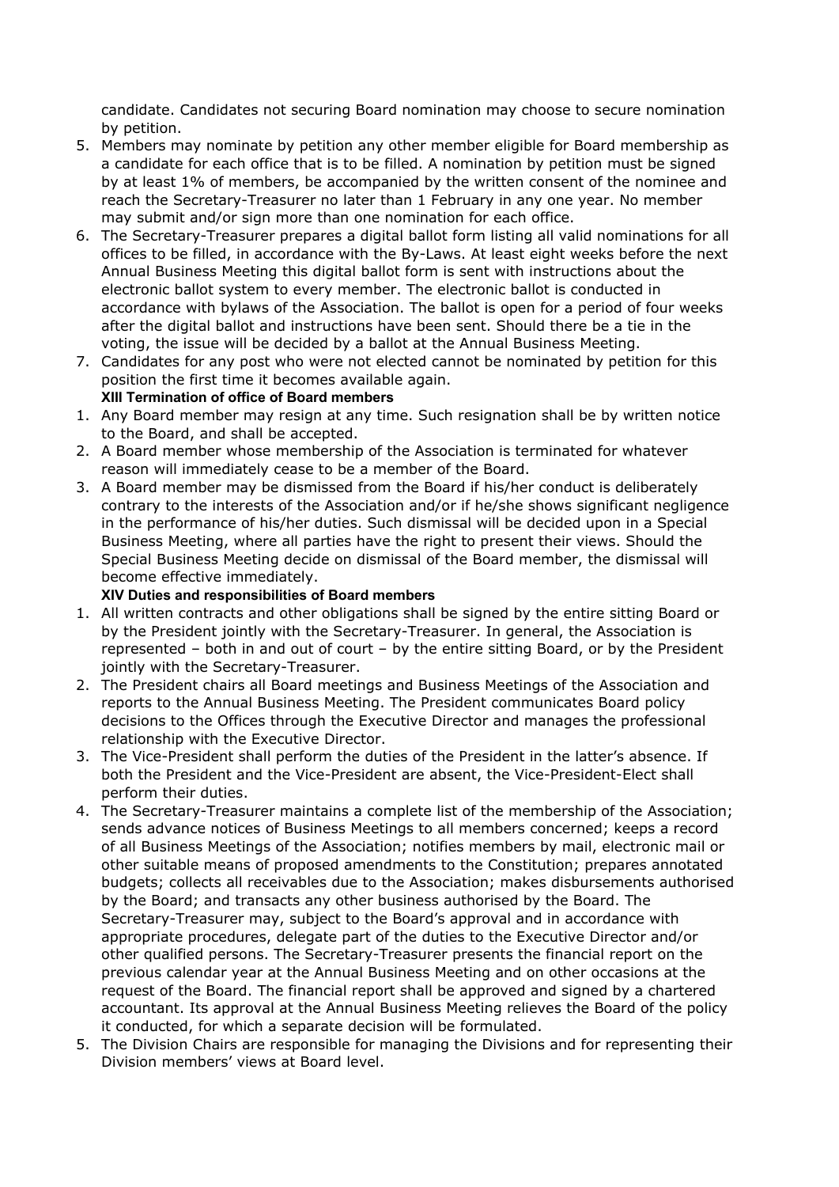candidate. Candidates not securing Board nomination may choose to secure nomination by petition.

5. Members may nominate by petition any other member eligible for Board membership as a candidate for each office that is to be filled. A nomination by petition must be signed by at least 1% of members, be accompanied by the written consent of the nominee and reach the Secretary-Treasurer no later than 1 February in any one year. No member may submit and/or sign more than one nomination for each office.
6. The Secretary-Treasurer prepares a digital ballot form listing all valid nominations for all offices to be filled, in accordance with the By-Laws. At least eight weeks before the next Annual Business Meeting this digital ballot form is sent with instructions about the electronic ballot system to every member. The electronic ballot is conducted in accordance with bylaws of the Association. The ballot is open for a period of four weeks after the digital ballot and instructions have been sent. Should there be a tie in the voting, the issue will be decided by a ballot at the Annual Business Meeting.
7. Candidates for any post who were not elected cannot be nominated by petition for this position the first time it becomes available again.

**XIII Termination of office of Board members**

1. Any Board member may resign at any time. Such resignation shall be by written notice to the Board, and shall be accepted.
2. A Board member whose membership of the Association is terminated for whatever reason will immediately cease to be a member of the Board.
3. A Board member may be dismissed from the Board if his/her conduct is deliberately contrary to the interests of the Association and/or if he/she shows significant negligence in the performance of his/her duties. Such dismissal will be decided upon in a Special Business Meeting, where all parties have the right to present their views. Should the Special Business Meeting decide on dismissal of the Board member, the dismissal will become effective immediately.

**XIV Duties and responsibilities of Board members**

1. All written contracts and other obligations shall be signed by the entire sitting Board or by the President jointly with the Secretary-Treasurer. In general, the Association is represented – both in and out of court – by the entire sitting Board, or by the President jointly with the Secretary-Treasurer.
2. The President chairs all Board meetings and Business Meetings of the Association and reports to the Annual Business Meeting. The President communicates Board policy decisions to the Offices through the Executive Director and manages the professional relationship with the Executive Director.
3. The Vice-President shall perform the duties of the President in the latter's absence. If both the President and the Vice-President are absent, the Vice-President-Elect shall perform their duties.
4. The Secretary-Treasurer maintains a complete list of the membership of the Association; sends advance notices of Business Meetings to all members concerned; keeps a record of all Business Meetings of the Association; notifies members by mail, electronic mail or other suitable means of proposed amendments to the Constitution; prepares annotated budgets; collects all receivables due to the Association; makes disbursements authorised by the Board; and transacts any other business authorised by the Board. The Secretary-Treasurer may, subject to the Board's approval and in accordance with appropriate procedures, delegate part of the duties to the Executive Director and/or other qualified persons. The Secretary-Treasurer presents the financial report on the previous calendar year at the Annual Business Meeting and on other occasions at the request of the Board. The financial report shall be approved and signed by a chartered accountant. Its approval at the Annual Business Meeting relieves the Board of the policy it conducted, for which a separate decision will be formulated.
5. The Division Chairs are responsible for managing the Divisions and for representing their Division members' views at Board level.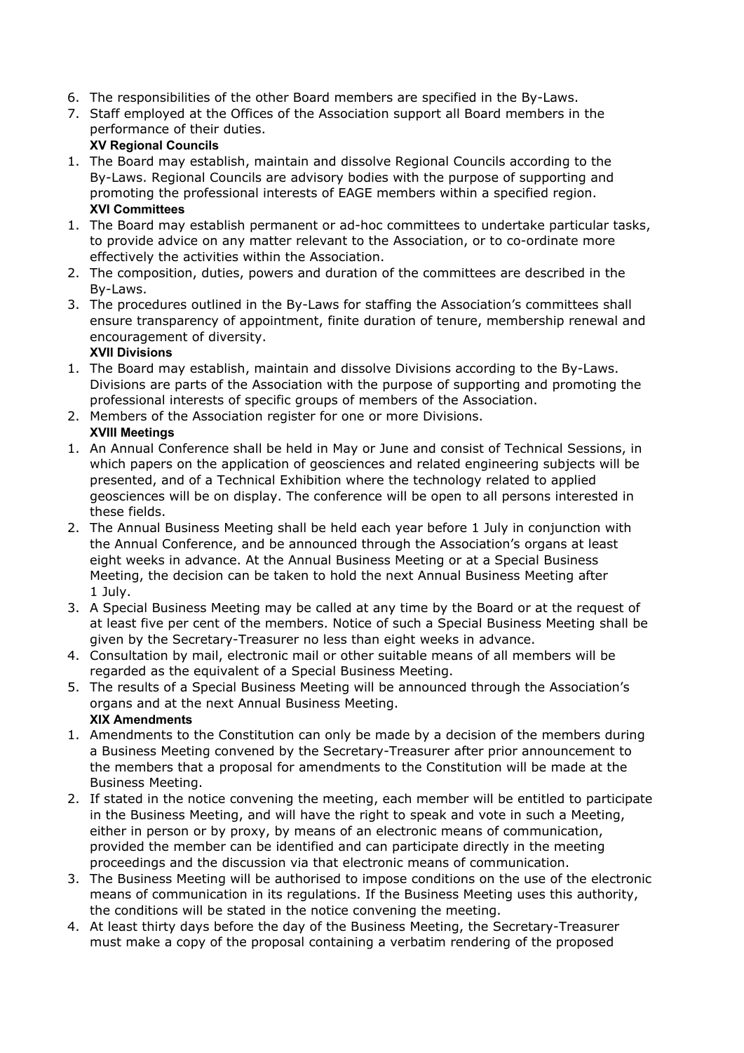6. The responsibilities of the other Board members are specified in the By-Laws.
7. Staff employed at the Offices of the Association support all Board members in the performance of their duties.

**XV Regional Councils**

1. The Board may establish, maintain and dissolve Regional Councils according to the By-Laws. Regional Councils are advisory bodies with the purpose of supporting and promoting the professional interests of EAGE members within a specified region.

**XVI Committees**

1. The Board may establish permanent or ad-hoc committees to undertake particular tasks, to provide advice on any matter relevant to the Association, or to co-ordinate more effectively the activities within the Association.
2. The composition, duties, powers and duration of the committees are described in the By-Laws.
3. The procedures outlined in the By-Laws for staffing the Association's committees shall ensure transparency of appointment, finite duration of tenure, membership renewal and encouragement of diversity.

**XVII Divisions**

1. The Board may establish, maintain and dissolve Divisions according to the By-Laws. Divisions are parts of the Association with the purpose of supporting and promoting the professional interests of specific groups of members of the Association.
2. Members of the Association register for one or more Divisions.

**XVIII Meetings**

1. An Annual Conference shall be held in May or June and consist of Technical Sessions, in which papers on the application of geosciences and related engineering subjects will be presented, and of a Technical Exhibition where the technology related to applied geosciences will be on display. The conference will be open to all persons interested in these fields.
2. The Annual Business Meeting shall be held each year before 1 July in conjunction with the Annual Conference, and be announced through the Association's organs at least eight weeks in advance. At the Annual Business Meeting or at a Special Business Meeting, the decision can be taken to hold the next Annual Business Meeting after 1 July.
3. A Special Business Meeting may be called at any time by the Board or at the request of at least five per cent of the members. Notice of such a Special Business Meeting shall be given by the Secretary-Treasurer no less than eight weeks in advance.
4. Consultation by mail, electronic mail or other suitable means of all members will be regarded as the equivalent of a Special Business Meeting.
5. The results of a Special Business Meeting will be announced through the Association's organs and at the next Annual Business Meeting.

**XIX Amendments**

1. Amendments to the Constitution can only be made by a decision of the members during a Business Meeting convened by the Secretary-Treasurer after prior announcement to the members that a proposal for amendments to the Constitution will be made at the Business Meeting.
2. If stated in the notice convening the meeting, each member will be entitled to participate in the Business Meeting, and will have the right to speak and vote in such a Meeting, either in person or by proxy, by means of an electronic means of communication, provided the member can be identified and can participate directly in the meeting proceedings and the discussion via that electronic means of communication.
3. The Business Meeting will be authorised to impose conditions on the use of the electronic means of communication in its regulations. If the Business Meeting uses this authority, the conditions will be stated in the notice convening the meeting.
4. At least thirty days before the day of the Business Meeting, the Secretary-Treasurer must make a copy of the proposal containing a verbatim rendering of the proposed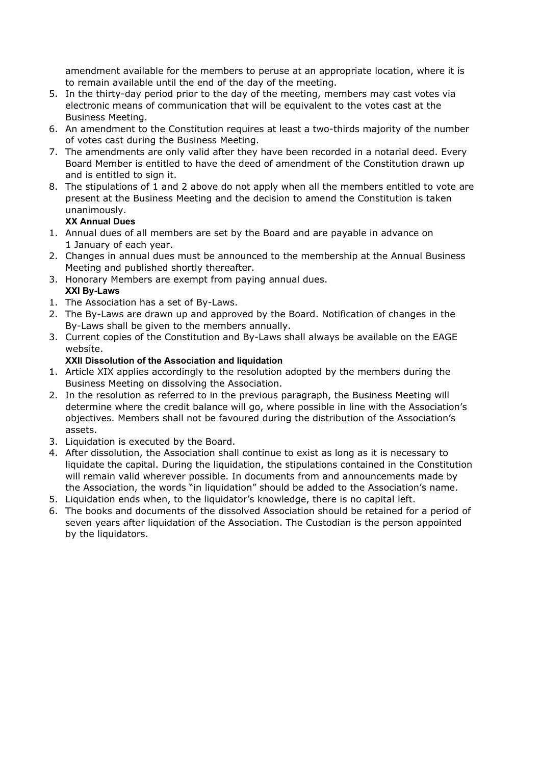amendment available for the members to peruse at an appropriate location, where it is to remain available until the end of the day of the meeting.

5. In the thirty-day period prior to the day of the meeting, members may cast votes via electronic means of communication that will be equivalent to the votes cast at the Business Meeting.
6. An amendment to the Constitution requires at least a two-thirds majority of the number of votes cast during the Business Meeting.
7. The amendments are only valid after they have been recorded in a notarial deed. Every Board Member is entitled to have the deed of amendment of the Constitution drawn up and is entitled to sign it.
8. The stipulations of 1 and 2 above do not apply when all the members entitled to vote are present at the Business Meeting and the decision to amend the Constitution is taken unanimously.

**XX Annual Dues**

1. Annual dues of all members are set by the Board and are payable in advance on 1 January of each year.
2. Changes in annual dues must be announced to the membership at the Annual Business Meeting and published shortly thereafter.
3. Honorary Members are exempt from paying annual dues.

**XXI By-Laws**

1. The Association has a set of By-Laws.
2. The By-Laws are drawn up and approved by the Board. Notification of changes in the By-Laws shall be given to the members annually.
3. Current copies of the Constitution and By-Laws shall always be available on the EAGE website.

**XXII Dissolution of the Association and liquidation**

1. Article XIX applies accordingly to the resolution adopted by the members during the Business Meeting on dissolving the Association.
2. In the resolution as referred to in the previous paragraph, the Business Meeting will determine where the credit balance will go, where possible in line with the Association's objectives. Members shall not be favoured during the distribution of the Association's assets.
3. Liquidation is executed by the Board.
4. After dissolution, the Association shall continue to exist as long as it is necessary to liquidate the capital. During the liquidation, the stipulations contained in the Constitution will remain valid wherever possible. In documents from and announcements made by the Association, the words "in liquidation" should be added to the Association's name.
5. Liquidation ends when, to the liquidator's knowledge, there is no capital left.
6. The books and documents of the dissolved Association should be retained for a period of seven years after liquidation of the Association. The Custodian is the person appointed by the liquidators.